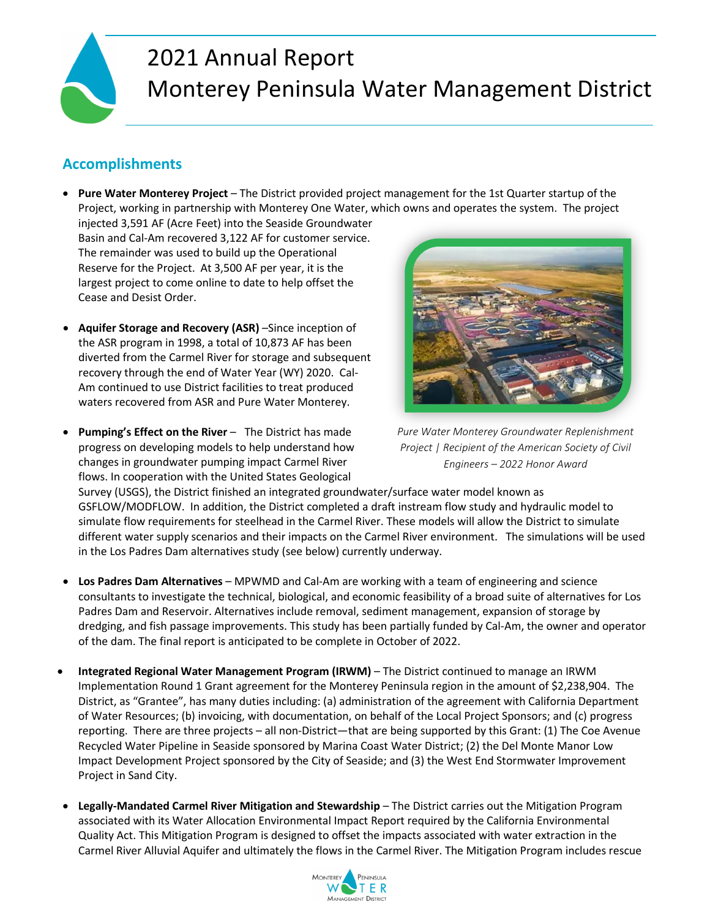# 2021 Annual Report
# Monterey Peninsula Water Management District

## Accomplishments

- **Pure Water Monterey Project** – The District provided project management for the 1st Quarter startup of the Project, working in partnership with Monterey One Water, which owns and operates the system. The project injected 3,591 AF (Acre Feet) into the Seaside Groundwater Basin and Cal-Am recovered 3,122 AF for customer service. The remainder was used to build up the Operational Reserve for the Project. At 3,500 AF per year, it is the largest project to come online to date to help offset the Cease and Desist Order.

- **Aquifer Storage and Recovery (ASR)** –Since inception of the ASR program in 1998, a total of 10,873 AF has been diverted from the Carmel River for storage and subsequent recovery through the end of Water Year (WY) 2020. Cal-Am continued to use District facilities to treat produced waters recovered from ASR and Pure Water Monterey.

*Pure Water Monterey Groundwater Replenishment Project | Recipient of the American Society of Civil Engineers – 2022 Honor Award*

- **Pumping's Effect on the River** – The District has made progress on developing models to help understand how changes in groundwater pumping impact Carmel River flows. In cooperation with the United States Geological Survey (USGS), the District finished an integrated groundwater/surface water model known as GSFLOW/MODFLOW. In addition, the District completed a draft instream flow study and hydraulic model to simulate flow requirements for steelhead in the Carmel River. These models will allow the District to simulate different water supply scenarios and their impacts on the Carmel River environment. The simulations will be used in the Los Padres Dam alternatives study (see below) currently underway.

- **Los Padres Dam Alternatives** – MPWMD and Cal-Am are working with a team of engineering and science consultants to investigate the technical, biological, and economic feasibility of a broad suite of alternatives for Los Padres Dam and Reservoir. Alternatives include removal, sediment management, expansion of storage by dredging, and fish passage improvements. This study has been partially funded by Cal-Am, the owner and operator of the dam. The final report is anticipated to be complete in October of 2022.

- **Integrated Regional Water Management Program (IRWM)** – The District continued to manage an IRWM Implementation Round 1 Grant agreement for the Monterey Peninsula region in the amount of $2,238,904. The District, as "Grantee", has many duties including: (a) administration of the agreement with California Department of Water Resources; (b) invoicing, with documentation, on behalf of the Local Project Sponsors; and (c) progress reporting. There are three projects – all non-District—that are being supported by this Grant: (1) The Coe Avenue Recycled Water Pipeline in Seaside sponsored by Marina Coast Water District; (2) the Del Monte Manor Low Impact Development Project sponsored by the City of Seaside; and (3) the West End Stormwater Improvement Project in Sand City.

- **Legally-Mandated Carmel River Mitigation and Stewardship** – The District carries out the Mitigation Program associated with its Water Allocation Environmental Impact Report required by the California Environmental Quality Act. This Mitigation Program is designed to offset the impacts associated with water extraction in the Carmel River Alluvial Aquifer and ultimately the flows in the Carmel River. The Mitigation Program includes rescue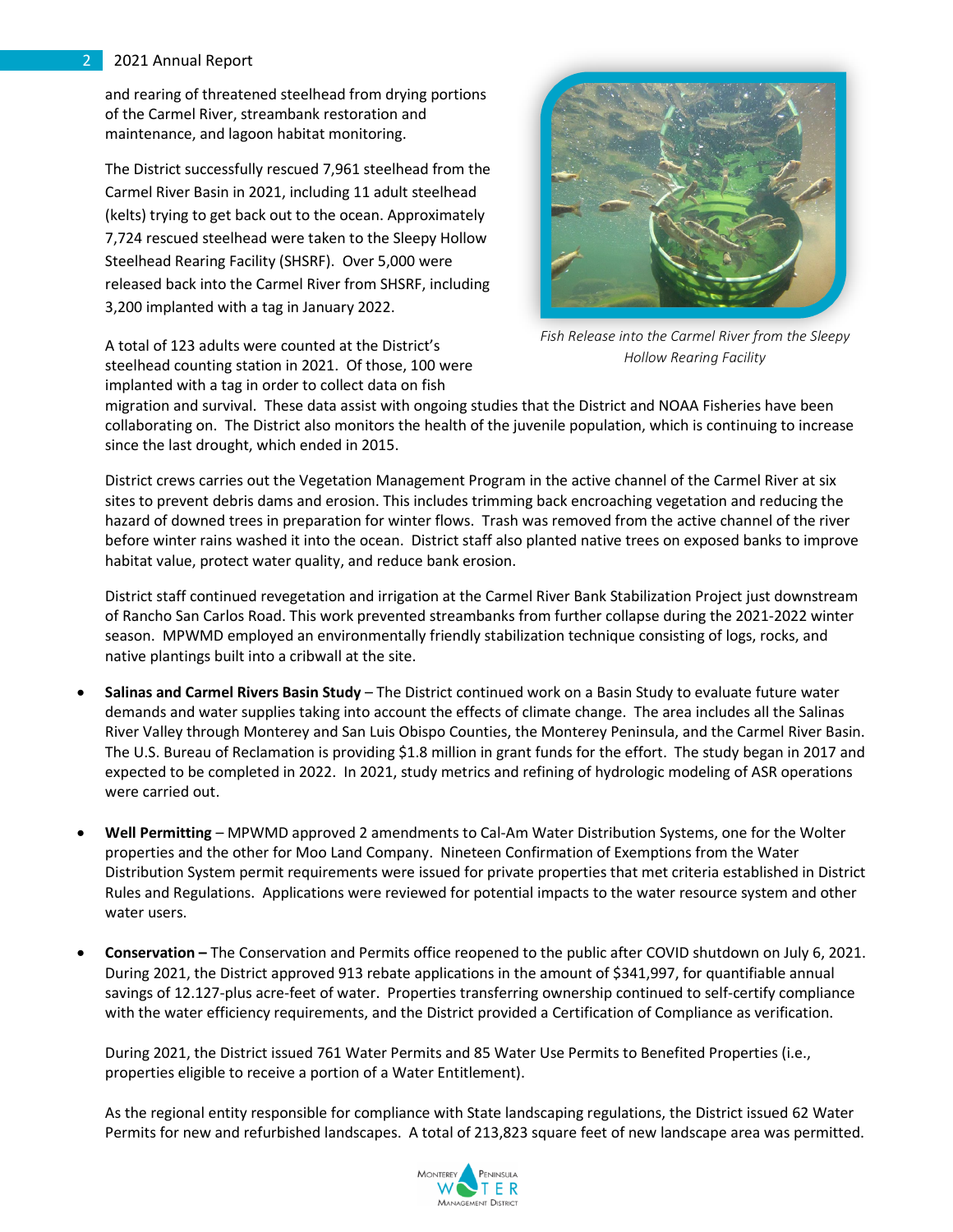and rearing of threatened steelhead from drying portions of the Carmel River, streambank restoration and maintenance, and lagoon habitat monitoring.

The District successfully rescued 7,961 steelhead from the Carmel River Basin in 2021, including 11 adult steelhead (kelts) trying to get back out to the ocean. Approximately 7,724 rescued steelhead were taken to the Sleepy Hollow Steelhead Rearing Facility (SHSRF). Over 5,000 were released back into the Carmel River from SHSRF, including 3,200 implanted with a tag in January 2022.

*Fish Release into the Carmel River from the Sleepy Hollow Rearing Facility*

A total of 123 adults were counted at the District's steelhead counting station in 2021. Of those, 100 were implanted with a tag in order to collect data on fish migration and survival. These data assist with ongoing studies that the District and NOAA Fisheries have been collaborating on. The District also monitors the health of the juvenile population, which is continuing to increase since the last drought, which ended in 2015.

District crews carries out the Vegetation Management Program in the active channel of the Carmel River at six sites to prevent debris dams and erosion. This includes trimming back encroaching vegetation and reducing the hazard of downed trees in preparation for winter flows. Trash was removed from the active channel of the river before winter rains washed it into the ocean. District staff also planted native trees on exposed banks to improve habitat value, protect water quality, and reduce bank erosion.

District staff continued revegetation and irrigation at the Carmel River Bank Stabilization Project just downstream of Rancho San Carlos Road. This work prevented streambanks from further collapse during the 2021-2022 winter season. MPWMD employed an environmentally friendly stabilization technique consisting of logs, rocks, and native plantings built into a cribwall at the site.

- **Salinas and Carmel Rivers Basin Study** – The District continued work on a Basin Study to evaluate future water demands and water supplies taking into account the effects of climate change. The area includes all the Salinas River Valley through Monterey and San Luis Obispo Counties, the Monterey Peninsula, and the Carmel River Basin. The U.S. Bureau of Reclamation is providing $1.8 million in grant funds for the effort. The study began in 2017 and expected to be completed in 2022. In 2021, study metrics and refining of hydrologic modeling of ASR operations were carried out.

- **Well Permitting** – MPWMD approved 2 amendments to Cal-Am Water Distribution Systems, one for the Wolter properties and the other for Moo Land Company. Nineteen Confirmation of Exemptions from the Water Distribution System permit requirements were issued for private properties that met criteria established in District Rules and Regulations. Applications were reviewed for potential impacts to the water resource system and other water users.

- **Conservation –** The Conservation and Permits office reopened to the public after COVID shutdown on July 6, 2021. During 2021, the District approved 913 rebate applications in the amount of $341,997, for quantifiable annual savings of 12.127-plus acre-feet of water. Properties transferring ownership continued to self-certify compliance with the water efficiency requirements, and the District provided a Certification of Compliance as verification.

  During 2021, the District issued 761 Water Permits and 85 Water Use Permits to Benefited Properties (i.e., properties eligible to receive a portion of a Water Entitlement).

  As the regional entity responsible for compliance with State landscaping regulations, the District issued 62 Water Permits for new and refurbished landscapes. A total of 213,823 square feet of new landscape area was permitted.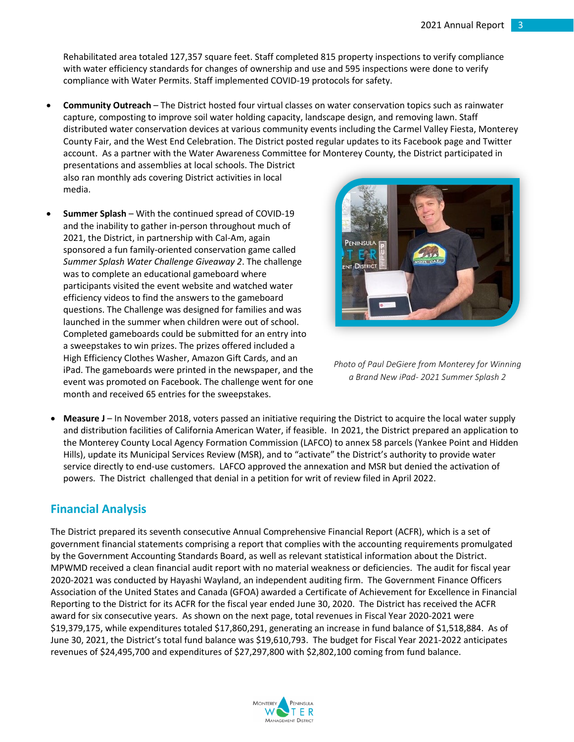Rehabilitated area totaled 127,357 square feet. Staff completed 815 property inspections to verify compliance with water efficiency standards for changes of ownership and use and 595 inspections were done to verify compliance with Water Permits. Staff implemented COVID-19 protocols for safety.

- **Community Outreach** – The District hosted four virtual classes on water conservation topics such as rainwater capture, composting to improve soil water holding capacity, landscape design, and removing lawn. Staff distributed water conservation devices at various community events including the Carmel Valley Fiesta, Monterey County Fair, and the West End Celebration. The District posted regular updates to its Facebook page and Twitter account. As a partner with the Water Awareness Committee for Monterey County, the District participated in presentations and assemblies at local schools. The District also ran monthly ads covering District activities in local media.

- **Summer Splash** – With the continued spread of COVID-19 and the inability to gather in-person throughout much of 2021, the District, in partnership with Cal-Am, again sponsored a fun family-oriented conservation game called *Summer Splash Water Challenge Giveaway 2*. The challenge was to complete an educational gameboard where participants visited the event website and watched water efficiency videos to find the answers to the gameboard questions. The Challenge was designed for families and was launched in the summer when children were out of school. Completed gameboards could be submitted for an entry into a sweepstakes to win prizes. The prizes offered included a High Efficiency Clothes Washer, Amazon Gift Cards, and an iPad. The gameboards were printed in the newspaper, and the event was promoted on Facebook. The challenge went for one month and received 65 entries for the sweepstakes.

*Photo of Paul DeGiere from Monterey for Winning a Brand New iPad- 2021 Summer Splash 2*

- **Measure J** – In November 2018, voters passed an initiative requiring the District to acquire the local water supply and distribution facilities of California American Water, if feasible. In 2021, the District prepared an application to the Monterey County Local Agency Formation Commission (LAFCO) to annex 58 parcels (Yankee Point and Hidden Hills), update its Municipal Services Review (MSR), and to "activate" the District's authority to provide water service directly to end-use customers. LAFCO approved the annexation and MSR but denied the activation of powers. The District challenged that denial in a petition for writ of review filed in April 2022.

## Financial Analysis

The District prepared its seventh consecutive Annual Comprehensive Financial Report (ACFR), which is a set of government financial statements comprising a report that complies with the accounting requirements promulgated by the Government Accounting Standards Board, as well as relevant statistical information about the District. MPWMD received a clean financial audit report with no material weakness or deficiencies. The audit for fiscal year 2020-2021 was conducted by Hayashi Wayland, an independent auditing firm. The Government Finance Officers Association of the United States and Canada (GFOA) awarded a Certificate of Achievement for Excellence in Financial Reporting to the District for its ACFR for the fiscal year ended June 30, 2020. The District has received the ACFR award for six consecutive years. As shown on the next page, total revenues in Fiscal Year 2020-2021 were $19,379,175, while expenditures totaled $17,860,291, generating an increase in fund balance of $1,518,884. As of June 30, 2021, the District's total fund balance was $19,610,793. The budget for Fiscal Year 2021-2022 anticipates revenues of $24,495,700 and expenditures of $27,297,800 with $2,802,100 coming from fund balance.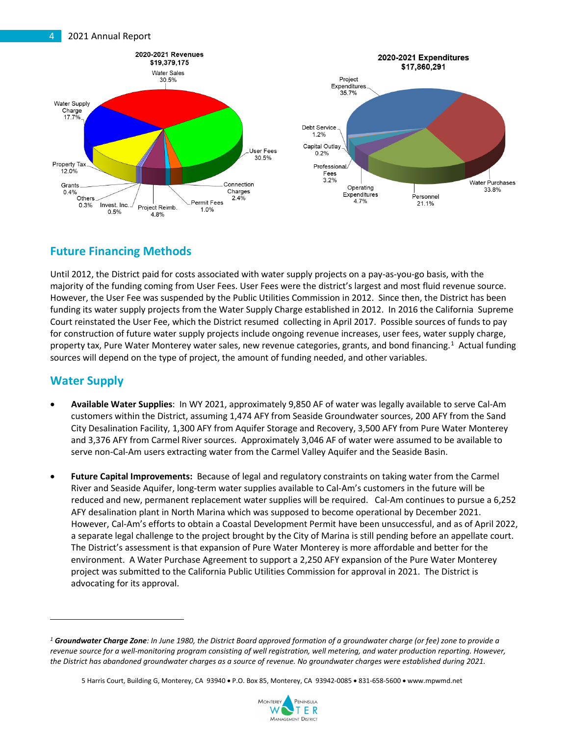**2020-2021 Revenues**
**$19,379,175**

Water Sales
30.5%

User Fees
30.5%

Water Supply Charge
17.7%

Property Tax
12.0%

Grants
0.4%

Others
0.3%

Invest. Inc.
0.5%

Project Reimb.
4.8%

Permit Fees
1.0%

Connection Charges
2.4%

**2020-2021 Expenditures**
**$17,860,291**

Project Expenditures
35.7%

Debt Service
1.2%

Capital Outlay
0.2%

Professional Fees
3.2%

Operating Expenditures
4.7%

Personnel
21.1%

Water Purchases
33.8%

## Future Financing Methods

Until 2012, the District paid for costs associated with water supply projects on a pay-as-you-go basis, with the majority of the funding coming from User Fees. User Fees were the district's largest and most fluid revenue source. However, the User Fee was suspended by the Public Utilities Commission in 2012. Since then, the District has been funding its water supply projects from the Water Supply Charge established in 2012. In 2016 the California Supreme Court reinstated the User Fee, which the District resumed collecting in April 2017. Possible sources of funds to pay for construction of future water supply projects include ongoing revenue increases, user fees, water supply charge, property tax, Pure Water Monterey water sales, new revenue categories, grants, and bond financing.[1] Actual funding sources will depend on the type of project, the amount of funding needed, and other variables.

## Water Supply

- **Available Water Supplies**: In WY 2021, approximately 9,850 AF of water was legally available to serve Cal-Am customers within the District, assuming 1,474 AFY from Seaside Groundwater sources, 200 AFY from the Sand City Desalination Facility, 1,300 AFY from Aquifer Storage and Recovery, 3,500 AFY from Pure Water Monterey and 3,376 AFY from Carmel River sources. Approximately 3,046 AF of water were assumed to be available to serve non-Cal-Am users extracting water from the Carmel Valley Aquifer and the Seaside Basin.

- **Future Capital Improvements:** Because of legal and regulatory constraints on taking water from the Carmel River and Seaside Aquifer, long-term water supplies available to Cal-Am's customers in the future will be reduced and new, permanent replacement water supplies will be required. Cal-Am continues to pursue a 6,252 AFY desalination plant in North Marina which was supposed to become operational by December 2021. However, Cal-Am's efforts to obtain a Coastal Development Permit have been unsuccessful, and as of April 2022, a separate legal challenge to the project brought by the City of Marina is still pending before an appellate court. The District's assessment is that expansion of Pure Water Monterey is more affordable and better for the environment. A Water Purchase Agreement to support a 2,250 AFY expansion of the Pure Water Monterey project was submitted to the California Public Utilities Commission for approval in 2021. The District is advocating for its approval.

---

[1] ***Groundwater Charge Zone****: In June 1980, the District Board approved formation of a groundwater charge (or fee) zone to provide a revenue source for a well-monitoring program consisting of well registration, well metering, and water production reporting. However, the District has abandoned groundwater charges as a source of revenue. No groundwater charges were established during 2021.*

5 Harris Court, Building G, Monterey, CA 93940 • P.O. Box 85, Monterey, CA 93942-0085 • 831-658-5600 • www.mpwmd.net